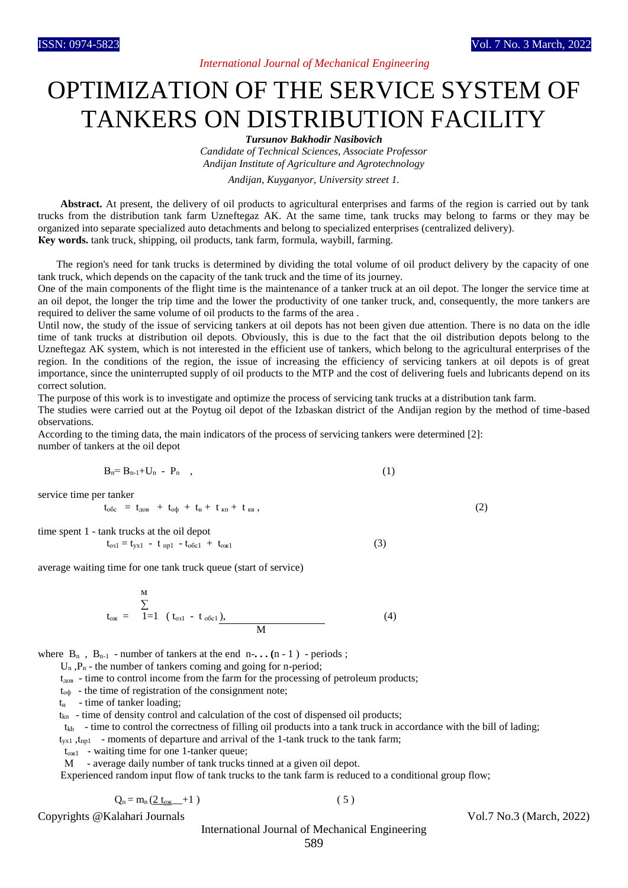# OPTIMIZATION OF THE SERVICE SYSTEM OF TANKERS ON DISTRIBUTION FACILITY

***Tursunov Bakhodir Nasibovich***

*Candidate of Technical Sciences, Associate Professor*

*Andijan Institute of Agriculture and Agrotechnology*

*Andijan, Kuyganyor, University street 1.*

**Abstract.** At present, the delivery of oil products to agricultural enterprises and farms of the region is carried out by tank trucks from the distribution tank farm Uzneftegaz AK. At the same time, tank trucks may belong to farms or they may be organized into separate specialized auto detachments and belong to specialized enterprises (centralized delivery).

**Key words.** tank truck, shipping, oil products, tank farm, formula, waybill, farming.

The region's need for tank trucks is determined by dividing the total volume of oil product delivery by the capacity of one tank truck, which depends on the capacity of the tank truck and the time of its journey.

One of the main components of the flight time is the maintenance of a tanker truck at an oil depot. The longer the service time at an oil depot, the longer the trip time and the lower the productivity of one tanker truck, and, consequently, the more tankers are required to deliver the same volume of oil products to the farms of the area .

Until now, the study of the issue of servicing tankers at oil depots has not been given due attention. There is no data on the idle time of tank trucks at distribution oil depots. Obviously, this is due to the fact that the oil distribution depots belong to the Uzneftegaz AK system, which is not interested in the efficient use of tankers, which belong to the agricultural enterprises of the region. In the conditions of the region, the issue of increasing the efficiency of servicing tankers at oil depots is of great importance, since the uninterrupted supply of oil products to the MTP and the cost of delivering fuels and lubricants depend on its correct solution.

The purpose of this work is to investigate and optimize the process of servicing tank trucks at a distribution tank farm.

The studies were carried out at the Poytug oil depot of the Izbaskan district of the Andijan region by the method of time-based observations.

According to the timing data, the main indicators of the process of servicing tankers were determined [2]:

number of tankers at the oil depot

$$B_n = B_{n-1} + U_n - P_n \quad , \tag{1}$$

service time per tanker

$$t_{обс} = t_{дов} + t_{оф} + t_н + t_{кп} + t_{кв} \, , \tag{2}$$

time spent 1 - tank trucks at the oil depot

$$t_{оз1} = t_{ух1} - t_{пр1} - t_{обс1} + t_{ож1} \tag{3}$$

average waiting time for one tank truck queue (start of service)

$$t_{ож} = \frac{\sum_{1=1}^{M} ( t_{оз1} - t_{обс1} )}{M}, \tag{4}$$

where $B_n$ , $B_{n-1}$ - number of tankers at the end n-**. . . (**n - 1 ) - periods ;

$U_n$ ,$P_n$ - the number of tankers coming and going for n-period;

$t_{дов}$ - time to control income from the farm for the processing of petroleum products;

$t_{оф}$ - the time of registration of the consignment note;

$t_н$ - time of tanker loading;

$t_{kn}$ - time of density control and calculation of the cost of dispensed oil products;

$t_{kb}$ - time to control the correctness of filling oil products into a tank truck in accordance with the bill of lading;

$t_{ух1}$ ,$t_{пр1}$ - moments of departure and arrival of the 1-tank truck to the tank farm;

$t_{ож1}$ - waiting time for one 1-tanker queue;

M - average daily number of tank trucks tinned at a given oil depot.

Experienced random input flow of tank trucks to the tank farm is reduced to a conditional group flow;

$$Q_n = m_n (\underline{2 \, t_{ож}} +1 ) \tag{5}$$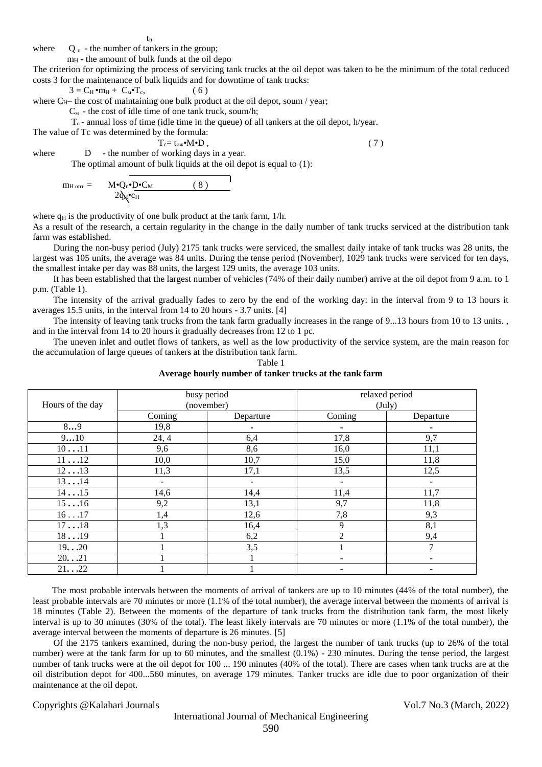$t_п$

where $Q_п$ - the number of tankers in the group;

$m_Н$ - the amount of bulk funds at the oil depo

The criterion for optimizing the process of servicing tank trucks at the oil depot was taken to be the minimum of the total reduced costs З for the maintenance of bulk liquids and for downtime of tank trucks:

$$З = C_Н \cdot m_Н + C_м \cdot T_c, \quad (6)$$

where $C_Н$– the cost of maintaining one bulk product at the oil depot, soum / year;

$C_м$ - the cost of idle time of one tank truck, soum/h;

$T_c$ - annual loss of time (idle time in the queue) of all tankers at the oil depot, h/year.

The value of Tc was determined by the formula:

$$T_c = t_{ож} \cdot M \cdot D, \quad (7)$$

where D - the number of working days in a year.

The optimal amount of bulk liquids at the oil depot is equal to (1):

$$m_{Н\,опт} = \sqrt{\frac{M \cdot Q_п \cdot D \cdot C_М}{2q_Н \cdot c_Н}} \quad (8)$$

where $q_Н$ is the productivity of one bulk product at the tank farm, 1/h.

As a result of the research, a certain regularity in the change in the daily number of tank trucks serviced at the distribution tank farm was established.

During the non-busy period (July) 2175 tank trucks were serviced, the smallest daily intake of tank trucks was 28 units, the largest was 105 units, the average was 84 units. During the tense period (November), 1029 tank trucks were serviced for ten days, the smallest intake per day was 88 units, the largest 129 units, the average 103 units.

It has been established that the largest number of vehicles (74% of their daily number) arrive at the oil depot from 9 a.m. to 1 p.m. (Table 1).

The intensity of the arrival gradually fades to zero by the end of the working day: in the interval from 9 to 13 hours it averages 15.5 units, in the interval from 14 to 20 hours - 3.7 units. [4]

The intensity of leaving tank trucks from the tank farm gradually increases in the range of 9...13 hours from 10 to 13 units. , and in the interval from 14 to 20 hours it gradually decreases from 12 to 1 pc.

The uneven inlet and outlet flows of tankers, as well as the low productivity of the service system, are the main reason for the accumulation of large queues of tankers at the distribution tank farm.

Table 1

**Average hourly number of tanker trucks at the tank farm**

| Hours of the day | busy period (november) | | relaxed period (July) | |
|---|---|---|---|---|
| | Coming | Departure | Coming | Departure |
| 8…9 | 19,8 | - | - | - |
| 9…10 | 24, 4 | 6,4 | 17,8 | 9,7 |
| 10…11 | 9,6 | 8,6 | 16,0 | 11,1 |
| 11…12 | 10,0 | 10,7 | 15,0 | 11,8 |
| 12…13 | 11,3 | 17,1 | 13,5 | 12,5 |
| 13…14 | - | - | - | - |
| 14…15 | 14,6 | 14,4 | 11,4 | 11,7 |
| 15…16 | 9,2 | 13,1 | 9,7 | 11,8 |
| 16…17 | 1,4 | 12,6 | 7,8 | 9,3 |
| 17…18 | 1,3 | 16,4 | 9 | 8,1 |
| 18…19 | 1 | 6,2 | 2 | 9,4 |
| 19…20 | 1 | 3,5 | 1 | 7 |
| 20…21 | 1 | 1 | - | - |
| 21…22 | 1 | 1 | - | - |

The most probable intervals between the moments of arrival of tankers are up to 10 minutes (44% of the total number), the least probable intervals are 70 minutes or more (1.1% of the total number), the average interval between the moments of arrival is 18 minutes (Table 2). Between the moments of the departure of tank trucks from the distribution tank farm, the most likely interval is up to 30 minutes (30% of the total). The least likely intervals are 70 minutes or more (1.1% of the total number), the average interval between the moments of departure is 26 minutes. [5]

Of the 2175 tankers examined, during the non-busy period, the largest the number of tank trucks (up to 26% of the total number) were at the tank farm for up to 60 minutes, and the smallest (0.1%) - 230 minutes. During the tense period, the largest number of tank trucks were at the oil depot for 100 ... 190 minutes (40% of the total). There are cases when tank trucks are at the oil distribution depot for 400...560 minutes, on average 179 minutes. Tanker trucks are idle due to poor organization of their maintenance at the oil depot.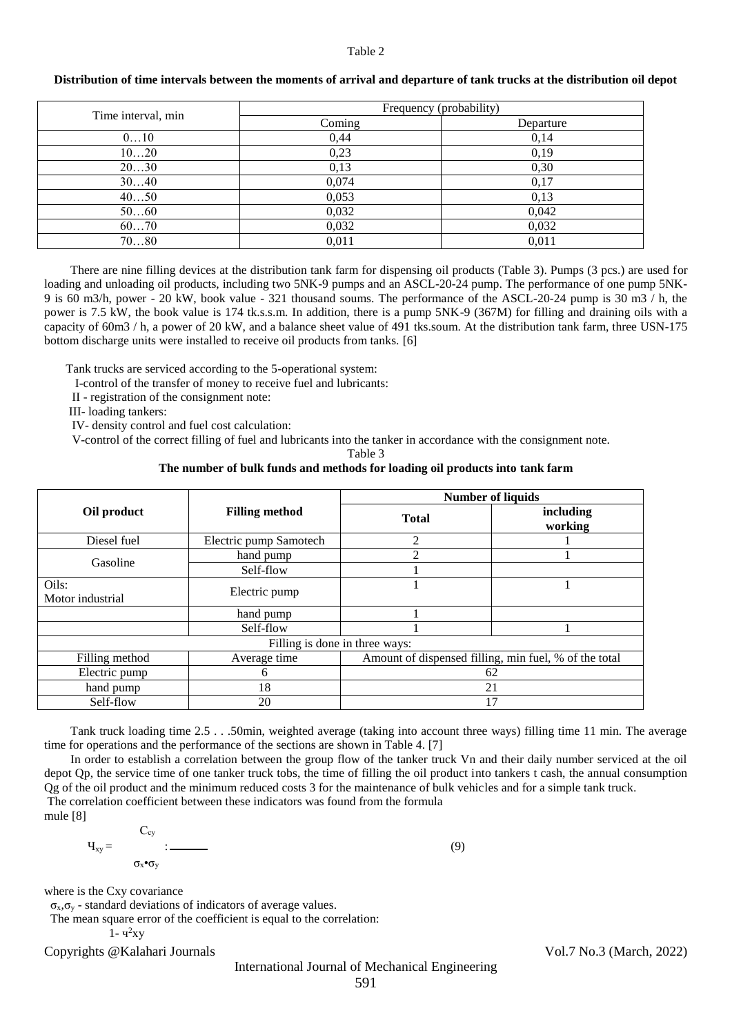Table 2

**Distribution of time intervals between the moments of arrival and departure of tank trucks at the distribution oil depot**

| Time interval, min | Frequency (probability) | |
|---|---|---|
| | Coming | Departure |
| 0…10 | 0,44 | 0,14 |
| 10…20 | 0,23 | 0,19 |
| 20…30 | 0,13 | 0,30 |
| 30…40 | 0,074 | 0,17 |
| 40…50 | 0,053 | 0,13 |
| 50…60 | 0,032 | 0,042 |
| 60…70 | 0,032 | 0,032 |
| 70…80 | 0,011 | 0,011 |

There are nine filling devices at the distribution tank farm for dispensing oil products (Table 3). Pumps (3 pcs.) are used for loading and unloading oil products, including two 5NK-9 pumps and an ASCL-20-24 pump. The performance of one pump 5NK-9 is 60 m3/h, power - 20 kW, book value - 321 thousand soums. The performance of the ASCL-20-24 pump is 30 m3 / h, the power is 7.5 kW, the book value is 174 tk.s.s.m. In addition, there is a pump 5NK-9 (367M) for filling and draining oils with a capacity of 60m3 / h, a power of 20 kW, and a balance sheet value of 491 tks.soum. At the distribution tank farm, three USN-175 bottom discharge units were installed to receive oil products from tanks. [6]

Tank trucks are serviced according to the 5-operational system:

I-control of the transfer of money to receive fuel and lubricants:

II - registration of the consignment note:

III- loading tankers:

IV- density control and fuel cost calculation:

V-control of the correct filling of fuel and lubricants into the tanker in accordance with the consignment note.

Table 3

**The number of bulk funds and methods for loading oil products into tank farm**

| **Oil product** | **Filling method** | **Number of liquids** | |
|---|---|---|---|
| | | **Total** | **including working** |
| Diesel fuel | Electric pump Samotech | 2 | 1 |
| Gasoline | hand pump | 2 | 1 |
| | Self-flow | 1 | |
| Oils: Motor industrial | Electric pump | 1 | 1 |
| | hand pump | 1 | |
| | Self-flow | 1 | 1 |
| Filling is done in three ways: | | | |
| Filling method | Average time | Amount of dispensed filling, min fuel, % of the total | |
| Electric pump | 6 | 62 | |
| hand pump | 18 | 21 | |
| Self-flow | 20 | 17 | |

Tank truck loading time 2.5 . . .50min, weighted average (taking into account three ways) filling time 11 min. The average time for operations and the performance of the sections are shown in Table 4. [7]

In order to establish a correlation between the group flow of the tanker truck Vn and their daily number serviced at the oil depot Qp, the service time of one tanker truck tobs, the time of filling the oil product into tankers t cash, the annual consumption Qg of the oil product and the minimum reduced costs 3 for the maintenance of bulk vehicles and for a simple tank truck.

The correlation coefficient between these indicators was found from the formula

mule [8]

$$Ч_{xy} = \frac{C_{cy}}{\sigma_x \bullet \sigma_y} \qquad (9)$$

where is the Cxy covariance

$\sigma_x, \sigma_y$ - standard deviations of indicators of average values.

The mean square error of the coefficient is equal to the correlation:

$1 - ч^2xy$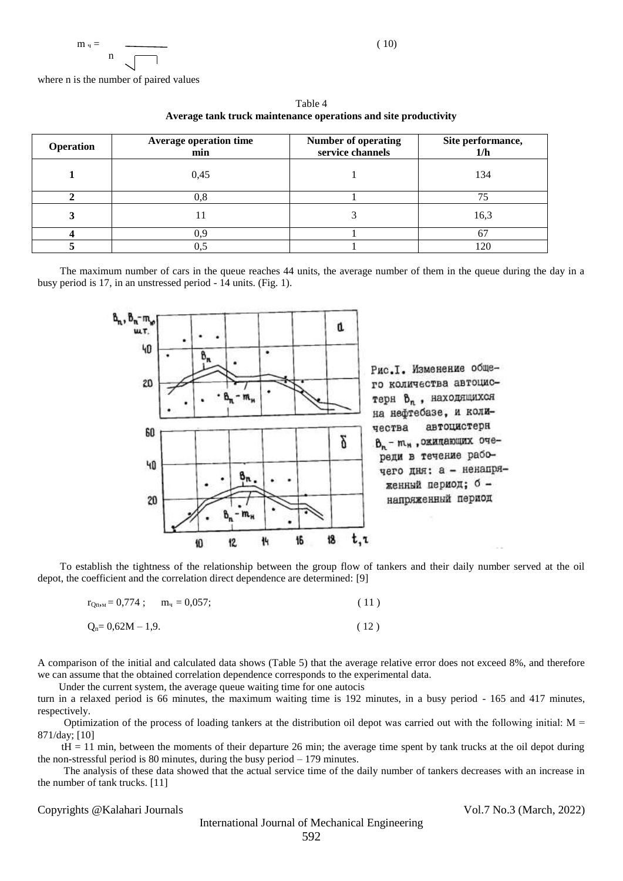$$m_{ч} = \frac{}{n\sqrt{\quad}} \qquad (10)$$

where n is the number of paired values

Table 4
**Average tank truck maintenance operations and site productivity**

| Operation | Average operation time min | Number of operating service channels | Site performance, 1/h |
|---|---|---|---|
| **1** | 0,45 | 1 | 134 |
| **2** | 0,8 | 1 | 75 |
| **3** | 11 | 3 | 16,3 |
| **4** | 0,9 | 1 | 67 |
| **5** | 0,5 | 1 | 120 |

The maximum number of cars in the queue reaches 44 units, the average number of them in the queue during the day in a busy period is 17, in an unstressed period - 14 units. (Fig. 1).

Рис.I. Изменение общего количества автоцистерн $В_n$, находящихся на нефтебазе, и количества автоцистерн $В_n - m_н$, ожидающих очереди в течение рабочего дня: а – ненапряженный период; б – напряженный период

To establish the tightness of the relationship between the group flow of tankers and their daily number served at the oil depot, the coefficient and the correlation direct dependence are determined: [9]

$$r_{Qn,м} = 0{,}774\,; \quad m_{ч} = 0{,}057; \qquad (11)$$

$$Q_n = 0{,}62M - 1{,}9. \qquad (12)$$

A comparison of the initial and calculated data shows (Table 5) that the average relative error does not exceed 8%, and therefore we can assume that the obtained correlation dependence corresponds to the experimental data.

Under the current system, the average queue waiting time for one autocis turn in a relaxed period is 66 minutes, the maximum waiting time is 192 minutes, in a busy period - 165 and 417 minutes, respectively.

Optimization of the process of loading tankers at the distribution oil depot was carried out with the following initial: M = 871/day; [10]

tH = 11 min, between the moments of their departure 26 min; the average time spent by tank trucks at the oil depot during the non-stressful period is 80 minutes, during the busy period – 179 minutes.

The analysis of these data showed that the actual service time of the daily number of tankers decreases with an increase in the number of tank trucks. [11]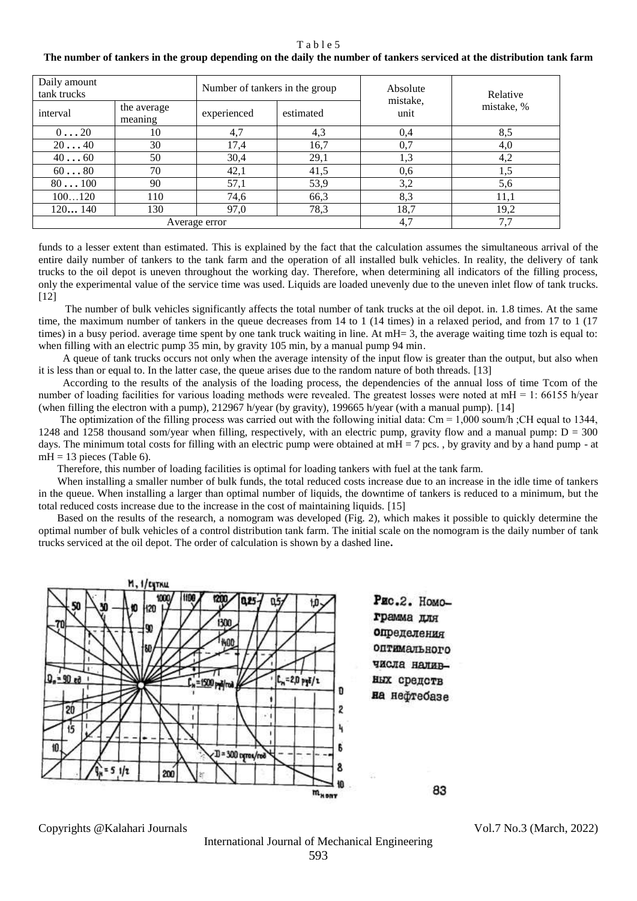Table 5

**The number of tankers in the group depending on the daily the number of tankers serviced at the distribution tank farm**

| Daily amount tank trucks | | Number of tankers in the group | | Absolute mistake, unit | Relative mistake, % |
|---|---|---|---|---|---|
| interval | the average meaning | experienced | estimated | | |
| 0 ... 20 | 10 | 4,7 | 4,3 | 0,4 | 8,5 |
| 20 ... 40 | 30 | 17,4 | 16,7 | 0,7 | 4,0 |
| 40 ... 60 | 50 | 30,4 | 29,1 | 1,3 | 4,2 |
| 60 ... 80 | 70 | 42,1 | 41,5 | 0,6 | 1,5 |
| 80 ... 100 | 90 | 57,1 | 53,9 | 3,2 | 5,6 |
| 100…120 | 110 | 74,6 | 66,3 | 8,3 | 11,1 |
| 120… 140 | 130 | 97,0 | 78,3 | 18,7 | 19,2 |
| Average error | | | | 4,7 | 7,7 |

funds to a lesser extent than estimated. This is explained by the fact that the calculation assumes the simultaneous arrival of the entire daily number of tankers to the tank farm and the operation of all installed bulk vehicles. In reality, the delivery of tank trucks to the oil depot is uneven throughout the working day. Therefore, when determining all indicators of the filling process, only the experimental value of the service time was used. Liquids are loaded unevenly due to the uneven inlet flow of tank trucks. [12]

The number of bulk vehicles significantly affects the total number of tank trucks at the oil depot. in. 1.8 times. At the same time, the maximum number of tankers in the queue decreases from 14 to 1 (14 times) in a relaxed period, and from 17 to 1 (17 times) in a busy period. average time spent by one tank truck waiting in line. At mH= 3, the average waiting time tozh is equal to: when filling with an electric pump 35 min, by gravity 105 min, by a manual pump 94 min.

A queue of tank trucks occurs not only when the average intensity of the input flow is greater than the output, but also when it is less than or equal to. In the latter case, the queue arises due to the random nature of both threads. [13]

According to the results of the analysis of the loading process, the dependencies of the annual loss of time Tcom of the number of loading facilities for various loading methods were revealed. The greatest losses were noted at mH = 1: 66155 h/year (when filling the electron with a pump), 212967 h/year (by gravity), 199665 h/year (with a manual pump). [14]

The optimization of the filling process was carried out with the following initial data: Cm = 1,000 soum/h ;CH equal to 1344, 1248 and 1258 thousand som/year when filling, respectively, with an electric pump, gravity flow and a manual pump: D = 300 days. The minimum total costs for filling with an electric pump were obtained at mH = 7 pcs. , by gravity and by a hand pump - at mH = 13 pieces (Table 6).

Therefore, this number of loading facilities is optimal for loading tankers with fuel at the tank farm.

When installing a smaller number of bulk funds, the total reduced costs increase due to an increase in the idle time of tankers in the queue. When installing a larger than optimal number of liquids, the downtime of tankers is reduced to a minimum, but the total reduced costs increase due to the increase in the cost of maintaining liquids. [15]

Based on the results of the research, a nomogram was developed (Fig. 2), which makes it possible to quickly determine the optimal number of bulk vehicles of a control distribution tank farm. The initial scale on the nomogram is the daily number of tank trucks serviced at the oil depot. The order of calculation is shown by a dashed line.

Рис.2. Номограмма для определения оптимального числа наливных средств на нефтебазе

83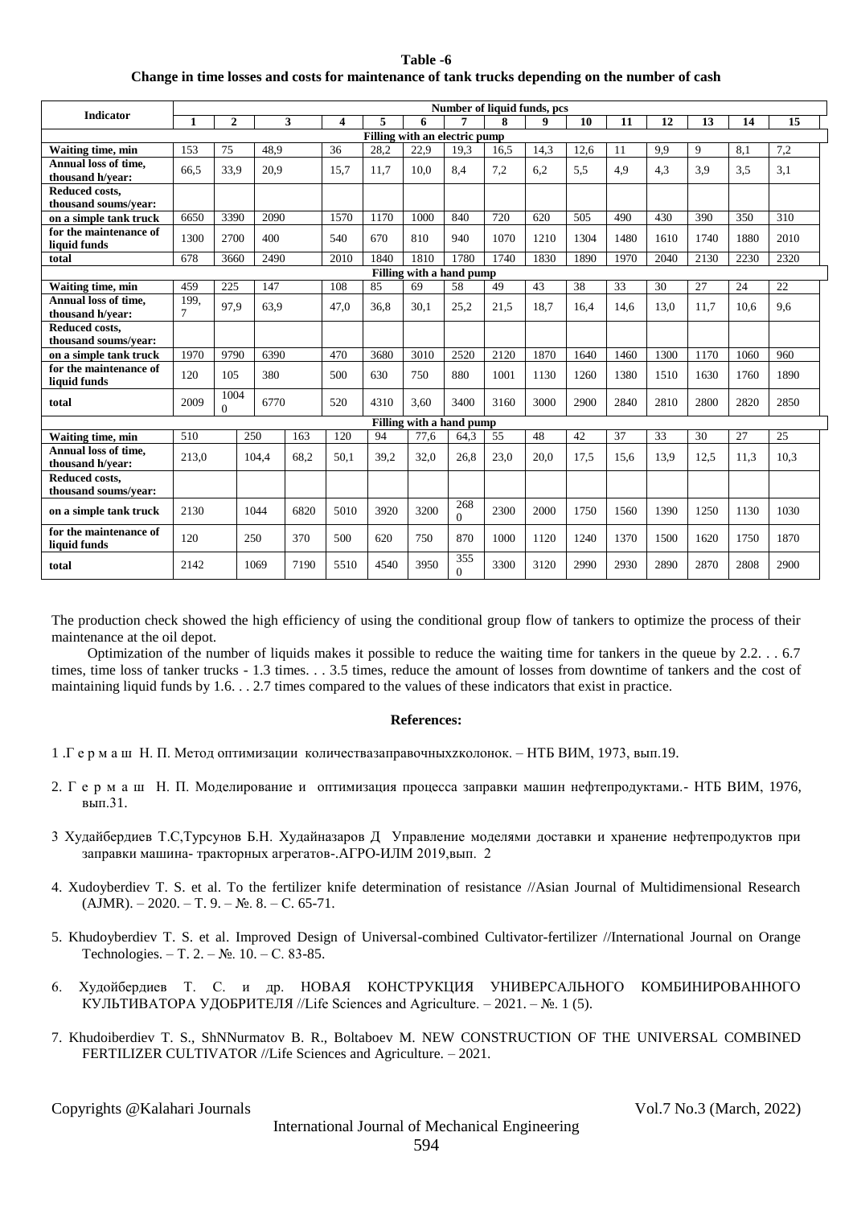**Table -6**

**Change in time losses and costs for maintenance of tank trucks depending on the number of cash**

| Indicator | Number of liquid funds, pcs | | | | | | | | | | | | | | |
|---|---|---|---|---|---|---|---|---|---|---|---|---|---|---|---|
| | 1 | 2 | 3 | 4 | 5 | 6 | 7 | 8 | 9 | 10 | 11 | 12 | 13 | 14 | 15 |
| **Filling with an electric pump** | | | | | | | | | | | | | | | |
| **Waiting time, min** | 153 | 75 | 48,9 | 36 | 28,2 | 22,9 | 19,3 | 16,5 | 14,3 | 12,6 | 11 | 9,9 | 9 | 8,1 | 7,2 |
| **Annual loss of time, thousand h/year:** | 66,5 | 33,9 | 20,9 | 15,7 | 11,7 | 10,0 | 8,4 | 7,2 | 6,2 | 5,5 | 4,9 | 4,3 | 3,9 | 3,5 | 3,1 |
| **Reduced costs, thousand soums/year:** | | | | | | | | | | | | | | | |
| **on a simple tank truck** | 6650 | 3390 | 2090 | 1570 | 1170 | 1000 | 840 | 720 | 620 | 505 | 490 | 430 | 390 | 350 | 310 |
| **for the maintenance of liquid funds** | 1300 | 2700 | 400 | 540 | 670 | 810 | 940 | 1070 | 1210 | 1304 | 1480 | 1610 | 1740 | 1880 | 2010 |
| **total** | 678 | 3660 | 2490 | 2010 | 1840 | 1810 | 1780 | 1740 | 1830 | 1890 | 1970 | 2040 | 2130 | 2230 | 2320 |
| **Filling with a hand pump** | | | | | | | | | | | | | | | |
| **Waiting time, min** | 459 | 225 | 147 | 108 | 85 | 69 | 58 | 49 | 43 | 38 | 33 | 30 | 27 | 24 | 22 |
| **Annual loss of time, thousand h/year:** | 199,7 | 97,9 | 63,9 | 47,0 | 36,8 | 30,1 | 25,2 | 21,5 | 18,7 | 16,4 | 14,6 | 13,0 | 11,7 | 10,6 | 9,6 |
| **Reduced costs, thousand soums/year:** | | | | | | | | | | | | | | | |
| **on a simple tank truck** | 1970 | 9790 | 6390 | 470 | 3680 | 3010 | 2520 | 2120 | 1870 | 1640 | 1460 | 1300 | 1170 | 1060 | 960 |
| **for the maintenance of liquid funds** | 120 | 105 | 380 | 500 | 630 | 750 | 880 | 1001 | 1130 | 1260 | 1380 | 1510 | 1630 | 1760 | 1890 |
| **total** | 2009 | 10040 | 6770 | 520 | 4310 | 3,60 | 3400 | 3160 | 3000 | 2900 | 2840 | 2810 | 2800 | 2820 | 2850 |
| **Filling with a hand pump** | | | | | | | | | | | | | | | |
| **Waiting time, min** | 510 | 250 | 163 | 120 | 94 | 77,6 | 64,3 | 55 | 48 | 42 | 37 | 33 | 30 | 27 | 25 |
| **Annual loss of time, thousand h/year:** | 213,0 | 104,4 | 68,2 | 50,1 | 39,2 | 32,0 | 26,8 | 23,0 | 20,0 | 17,5 | 15,6 | 13,9 | 12,5 | 11,3 | 10,3 |
| **Reduced costs, thousand soums/year:** | | | | | | | | | | | | | | | |
| **on a simple tank truck** | 2130 | 1044 | 6820 | 5010 | 3920 | 3200 | 2680 | 2300 | 2000 | 1750 | 1560 | 1390 | 1250 | 1130 | 1030 |
| **for the maintenance of liquid funds** | 120 | 250 | 370 | 500 | 620 | 750 | 870 | 1000 | 1120 | 1240 | 1370 | 1500 | 1620 | 1750 | 1870 |
| **total** | 2142 | 1069 | 7190 | 5510 | 4540 | 3950 | 3550 | 3300 | 3120 | 2990 | 2930 | 2890 | 2870 | 2808 | 2900 |

The production check showed the high efficiency of using the conditional group flow of tankers to optimize the process of their maintenance at the oil depot.

Optimization of the number of liquids makes it possible to reduce the waiting time for tankers in the queue by 2.2. . . 6.7 times, time loss of tanker trucks - 1.3 times. . . 3.5 times, reduce the amount of losses from downtime of tankers and the cost of maintaining liquid funds by 1.6. . . 2.7 times compared to the values of these indicators that exist in practice.

**References:**

1 .Г е р м а ш Н. П. Метод оптимизации количествазаправочныхzколонок. – НТБ ВИМ, 1973, вып.19.

2. Г е р м а ш Н. П. Моделирование и оптимизация процесса заправки машин нефтепродуктами.- НТБ ВИМ, 1976, вып.31.

3 Худайбердиев Т.С,Турсунов Б.Н. Худайназаров Д Управление моделями доставки и хранение нефтепродуктов при заправки машина- тракторных агрегатов-.АГРО-ИЛМ 2019,вып. 2

4. Xudoyberdiev T. S. et al. To the fertilizer knife determination of resistance //Asian Journal of Multidimensional Research (AJMR). – 2020. – Т. 9. – №. 8. – С. 65-71.

5. Khudoyberdiev T. S. et al. Improved Design of Universal-combined Cultivator-fertilizer //International Journal on Orange Technologies. – Т. 2. – №. 10. – С. 83-85.

6. Худойбердиев Т. С. и др. НОВАЯ КОНСТРУКЦИЯ УНИВЕРСАЛЬНОГО КОМБИНИРОВАННОГО КУЛЬТИВАТОРА УДОБРИТЕЛЯ //Life Sciences and Agriculture. – 2021. – №. 1 (5).

7. Khudoiberdiev T. S., ShNNurmatov B. R., Boltaboev M. NEW CONSTRUCTION OF THE UNIVERSAL COMBINED FERTILIZER CULTIVATOR //Life Sciences and Agriculture. – 2021.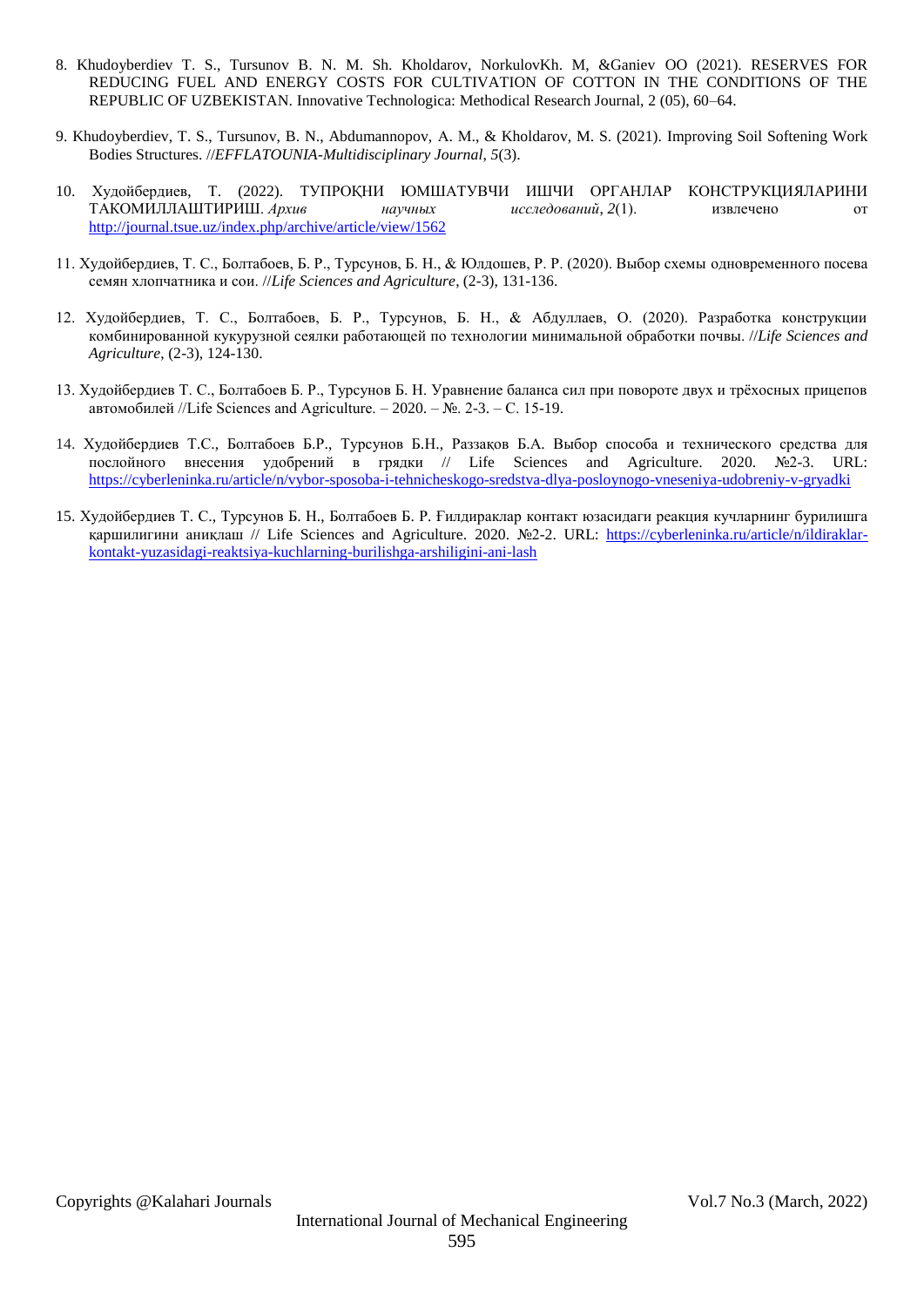8. Khudoyberdiev T. S., Tursunov B. N. M. Sh. Kholdarov, NorkulovKh. M, &Ganiev OO (2021). RESERVES FOR REDUCING FUEL AND ENERGY COSTS FOR CULTIVATION OF COTTON IN THE CONDITIONS OF THE REPUBLIC OF UZBEKISTAN. Innovative Technologica: Methodical Research Journal, 2 (05), 60–64.

9. Khudoyberdiev, T. S., Tursunov, B. N., Abdumannopov, A. M., & Kholdarov, M. S. (2021). Improving Soil Softening Work Bodies Structures. //*EFFLATOUNIA-Multidisciplinary Journal*, *5*(3).

10. Худойбердиев, Т. (2022). ТУПРОҚНИ ЮМШАТУВЧИ ИШЧИ ОРГАНЛАР КОНСТРУКЦИЯЛАРИНИ ТАКОМИЛЛАШТИРИШ. *Архив научных исследований*, *2*(1). извлечено от http://journal.tsue.uz/index.php/archive/article/view/1562

11. Худойбердиев, Т. С., Болтабоев, Б. Р., Турсунов, Б. Н., & Юлдошев, Р. Р. (2020). Выбор схемы одновременного посева семян хлопчатника и сои. //*Life Sciences and Agriculture*, (2-3), 131-136.

12. Худойбердиев, Т. С., Болтабоев, Б. Р., Турсунов, Б. Н., & Абдуллаев, О. (2020). Разработка конструкции комбинированной кукурузной сеялки работающей по технологии минимальной обработки почвы. //*Life Sciences and Agriculture*, (2-3), 124-130.

13. Худойбердиев Т. С., Болтабоев Б. Р., Турсунов Б. Н. Уравнение баланса сил при повороте двух и трёхосных прицепов автомобилей //Life Sciences and Agriculture. – 2020. – №. 2-3. – С. 15-19.

14. Худойбердиев Т.С., Болтабоев Б.Р., Турсунов Б.Н., Раззақов Б.А. Выбор способа и технического средства для послойного внесения удобрений в грядки // Life Sciences and Agriculture. 2020. №2-3. URL: https://cyberleninka.ru/article/n/vybor-sposoba-i-tehnicheskogo-sredstva-dlya-posloynogo-vneseniya-udobreniy-v-gryadki

15. Худойбердиев Т. С., Турсунов Б. Н., Болтабоев Б. Р. Ғилдираклар контакт юзасидаги реакция кучларнинг бурилишга қаршилигини аниқлаш // Life Sciences and Agriculture. 2020. №2-2. URL: https://cyberleninka.ru/article/n/ildiraklar-kontakt-yuzasidagi-reaktsiya-kuchlarning-burilishga-arshiligini-ani-lash